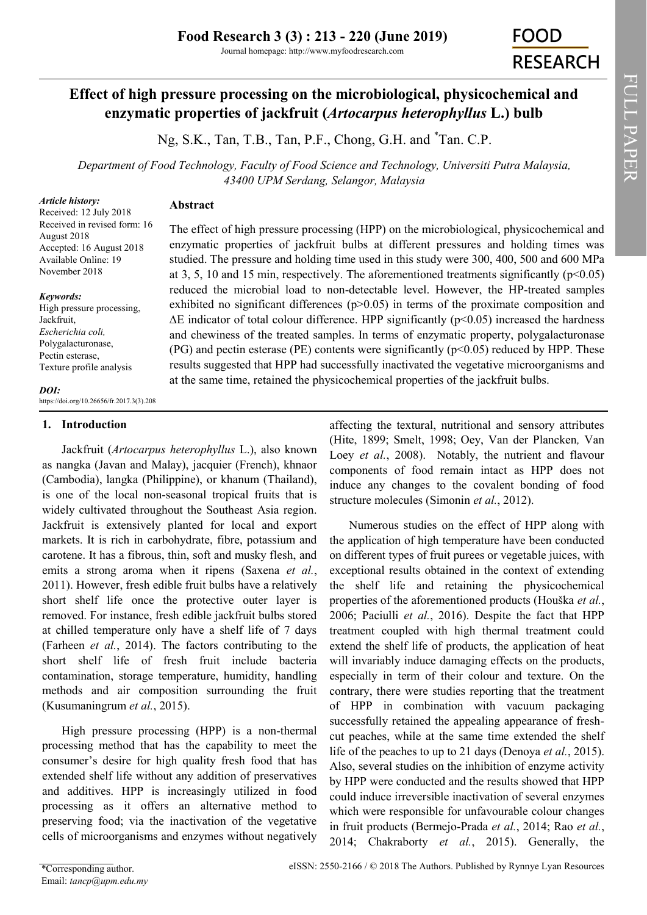# Effect of high pressure processing on the microbiological, physicochemical and enzymatic properties of jackfruit (*Artocarpus heterophyllus* L.) bulb

Ng, S.K., Tan, T.B., Tan, P.F., Chong, G.H. and [*]Tan. C.P.

*Department of Food Technology, Faculty of Food Science and Technology, Universiti Putra Malaysia, 43400 UPM Serdang, Selangor, Malaysia*

***Article history:***
Received: 12 July 2018
Received in revised form: 16 August 2018
Accepted: 16 August 2018
Available Online: 19 November 2018

***Keywords:***
High pressure processing,
Jackfruit,
*Escherichia coli,*
Polygalacturonase,
Pectin esterase,
Texture profile analysis

***DOI:***
https://doi.org/10.26656/fr.2017.3(3).208

## Abstract

The effect of high pressure processing (HPP) on the microbiological, physicochemical and enzymatic properties of jackfruit bulbs at different pressures and holding times was studied. The pressure and holding time used in this study were 300, 400, 500 and 600 MPa at 3, 5, 10 and 15 min, respectively. The aforementioned treatments significantly ($p<0.05$) reduced the microbial load to non-detectable level. However, the HP-treated samples exhibited no significant differences ($p>0.05$) in terms of the proximate composition and $\Delta E$ indicator of total colour difference. HPP significantly ($p<0.05$) increased the hardness and chewiness of the treated samples. In terms of enzymatic property, polygalacturonase (PG) and pectin esterase (PE) contents were significantly ($p<0.05$) reduced by HPP. These results suggested that HPP had successfully inactivated the vegetative microorganisms and at the same time, retained the physicochemical properties of the jackfruit bulbs.

## 1. Introduction

Jackfruit (*Artocarpus heterophyllus* L.), also known as nangka (Javan and Malay), jacquier (French), khnaor (Cambodia), langka (Philippine), or khanum (Thailand), is one of the local non-seasonal tropical fruits that is widely cultivated throughout the Southeast Asia region. Jackfruit is extensively planted for local and export markets. It is rich in carbohydrate, fibre, potassium and carotene. It has a fibrous, thin, soft and musky flesh, and emits a strong aroma when it ripens (Saxena *et al.*, 2011). However, fresh edible fruit bulbs have a relatively short shelf life once the protective outer layer is removed. For instance, fresh edible jackfruit bulbs stored at chilled temperature only have a shelf life of 7 days (Farheen *et al.*, 2014). The factors contributing to the short shelf life of fresh fruit include bacteria contamination, storage temperature, humidity, handling methods and air composition surrounding the fruit (Kusumaningrum *et al.*, 2015).

High pressure processing (HPP) is a non-thermal processing method that has the capability to meet the consumer's desire for high quality fresh food that has extended shelf life without any addition of preservatives and additives. HPP is increasingly utilized in food processing as it offers an alternative method to preserving food; via the inactivation of the vegetative cells of microorganisms and enzymes without negatively affecting the textural, nutritional and sensory attributes (Hite, 1899; Smelt, 1998; Oey, Van der Plancken, Van Loey *et al.*, 2008). Notably, the nutrient and flavour components of food remain intact as HPP does not induce any changes to the covalent bonding of food structure molecules (Simonin *et al.*, 2012).

Numerous studies on the effect of HPP along with the application of high temperature have been conducted on different types of fruit purees or vegetable juices, with exceptional results obtained in the context of extending the shelf life and retaining the physicochemical properties of the aforementioned products (Houška *et al.*, 2006; Paciulli *et al.*, 2016). Despite the fact that HPP treatment coupled with high thermal treatment could extend the shelf life of products, the application of heat will invariably induce damaging effects on the products, especially in term of their colour and texture. On the contrary, there were studies reporting that the treatment of HPP in combination with vacuum packaging successfully retained the appealing appearance of fresh-cut peaches, while at the same time extended the shelf life of the peaches to up to 21 days (Denoya *et al.*, 2015). Also, several studies on the inhibition of enzyme activity by HPP were conducted and the results showed that HPP could induce irreversible inactivation of several enzymes which were responsible for unfavourable colour changes in fruit products (Bermejo-Prada *et al.*, 2014; Rao *et al.*, 2014; Chakraborty *et al.*, 2015). Generally, the

*Corresponding author.
Email: *tancp@upm.edu.my*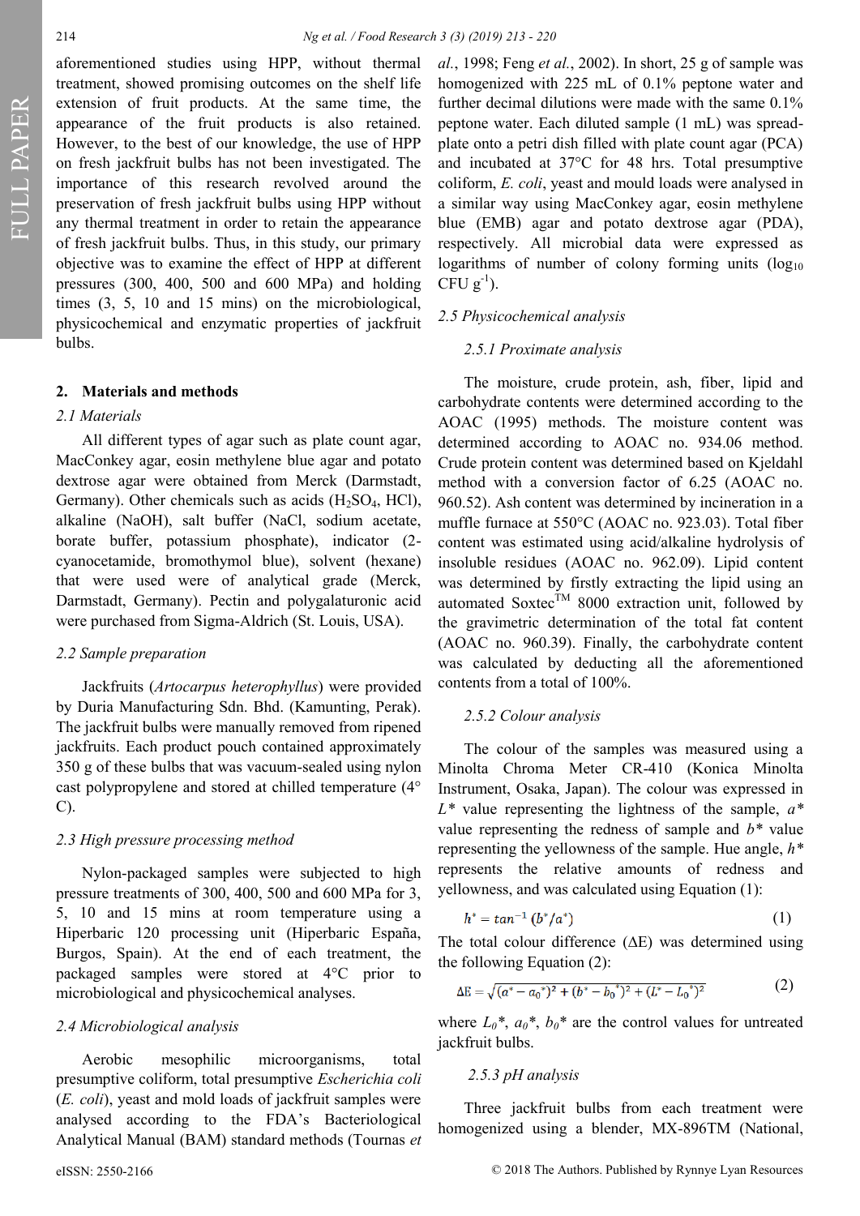aforementioned studies using HPP, without thermal treatment, showed promising outcomes on the shelf life extension of fruit products. At the same time, the appearance of the fruit products is also retained. However, to the best of our knowledge, the use of HPP on fresh jackfruit bulbs has not been investigated. The importance of this research revolved around the preservation of fresh jackfruit bulbs using HPP without any thermal treatment in order to retain the appearance of fresh jackfruit bulbs. Thus, in this study, our primary objective was to examine the effect of HPP at different pressures (300, 400, 500 and 600 MPa) and holding times (3, 5, 10 and 15 mins) on the microbiological, physicochemical and enzymatic properties of jackfruit bulbs.

## 2. Materials and methods

### 2.1 Materials

All different types of agar such as plate count agar, MacConkey agar, eosin methylene blue agar and potato dextrose agar were obtained from Merck (Darmstadt, Germany). Other chemicals such as acids ($H_2SO_4$, HCl), alkaline (NaOH), salt buffer (NaCl, sodium acetate, borate buffer, potassium phosphate), indicator (2-cyanocetamide, bromothymol blue), solvent (hexane) that were used were of analytical grade (Merck, Darmstadt, Germany). Pectin and polygalaturonic acid were purchased from Sigma-Aldrich (St. Louis, USA).

### 2.2 Sample preparation

Jackfruits (*Artocarpus heterophyllus*) were provided by Duria Manufacturing Sdn. Bhd. (Kamunting, Perak). The jackfruit bulbs were manually removed from ripened jackfruits. Each product pouch contained approximately 350 g of these bulbs that was vacuum-sealed using nylon cast polypropylene and stored at chilled temperature (4° C).

### 2.3 High pressure processing method

Nylon-packaged samples were subjected to high pressure treatments of 300, 400, 500 and 600 MPa for 3, 5, 10 and 15 mins at room temperature using a Hiperbaric 120 processing unit (Hiperbaric España, Burgos, Spain). At the end of each treatment, the packaged samples were stored at 4°C prior to microbiological and physicochemical analyses.

### 2.4 Microbiological analysis

Aerobic mesophilic microorganisms, total presumptive coliform, total presumptive *Escherichia coli* (*E. coli*), yeast and mold loads of jackfruit samples were analysed according to the FDA's Bacteriological Analytical Manual (BAM) standard methods (Tournas *et al.*, 1998; Feng *et al.*, 2002). In short, 25 g of sample was homogenized with 225 mL of 0.1% peptone water and further decimal dilutions were made with the same 0.1% peptone water. Each diluted sample (1 mL) was spread-plate onto a petri dish filled with plate count agar (PCA) and incubated at 37°C for 48 hrs. Total presumptive coliform, *E. coli*, yeast and mould loads were analysed in a similar way using MacConkey agar, eosin methylene blue (EMB) agar and potato dextrose agar (PDA), respectively. All microbial data were expressed as logarithms of number of colony forming units ($\log_{10}$ CFU $g^{-1}$).

### 2.5 Physicochemical analysis

#### 2.5.1 Proximate analysis

The moisture, crude protein, ash, fiber, lipid and carbohydrate contents were determined according to the AOAC (1995) methods. The moisture content was determined according to AOAC no. 934.06 method. Crude protein content was determined based on Kjeldahl method with a conversion factor of 6.25 (AOAC no. 960.52). Ash content was determined by incineration in a muffle furnace at 550°C (AOAC no. 923.03). Total fiber content was estimated using acid/alkaline hydrolysis of insoluble residues (AOAC no. 962.09). Lipid content was determined by firstly extracting the lipid using an automated Soxtec™ 8000 extraction unit, followed by the gravimetric determination of the total fat content (AOAC no. 960.39). Finally, the carbohydrate content was calculated by deducting all the aforementioned contents from a total of 100%.

#### 2.5.2 Colour analysis

The colour of the samples was measured using a Minolta Chroma Meter CR-410 (Konica Minolta Instrument, Osaka, Japan). The colour was expressed in $L^*$ value representing the lightness of the sample, $a^*$ value representing the redness of sample and $b^*$ value representing the yellowness of the sample. Hue angle, $h^*$ represents the relative amounts of redness and yellowness, and was calculated using Equation (1):

$$h^* = tan^{-1}\,(b^*/a^*) \quad (1)$$

The total colour difference ($\Delta E$) was determined using the following Equation (2):

$$\Delta E = \sqrt{(a^* - a_0^*)^2 + (b^* - b_0^*)^2 + (L^* - L_0^*)^2} \quad (2)$$

where $L_0^*$, $a_0^*$, $b_0^*$ are the control values for untreated jackfruit bulbs.

#### 2.5.3 pH analysis

Three jackfruit bulbs from each treatment were homogenized using a blender, MX-896TM (National,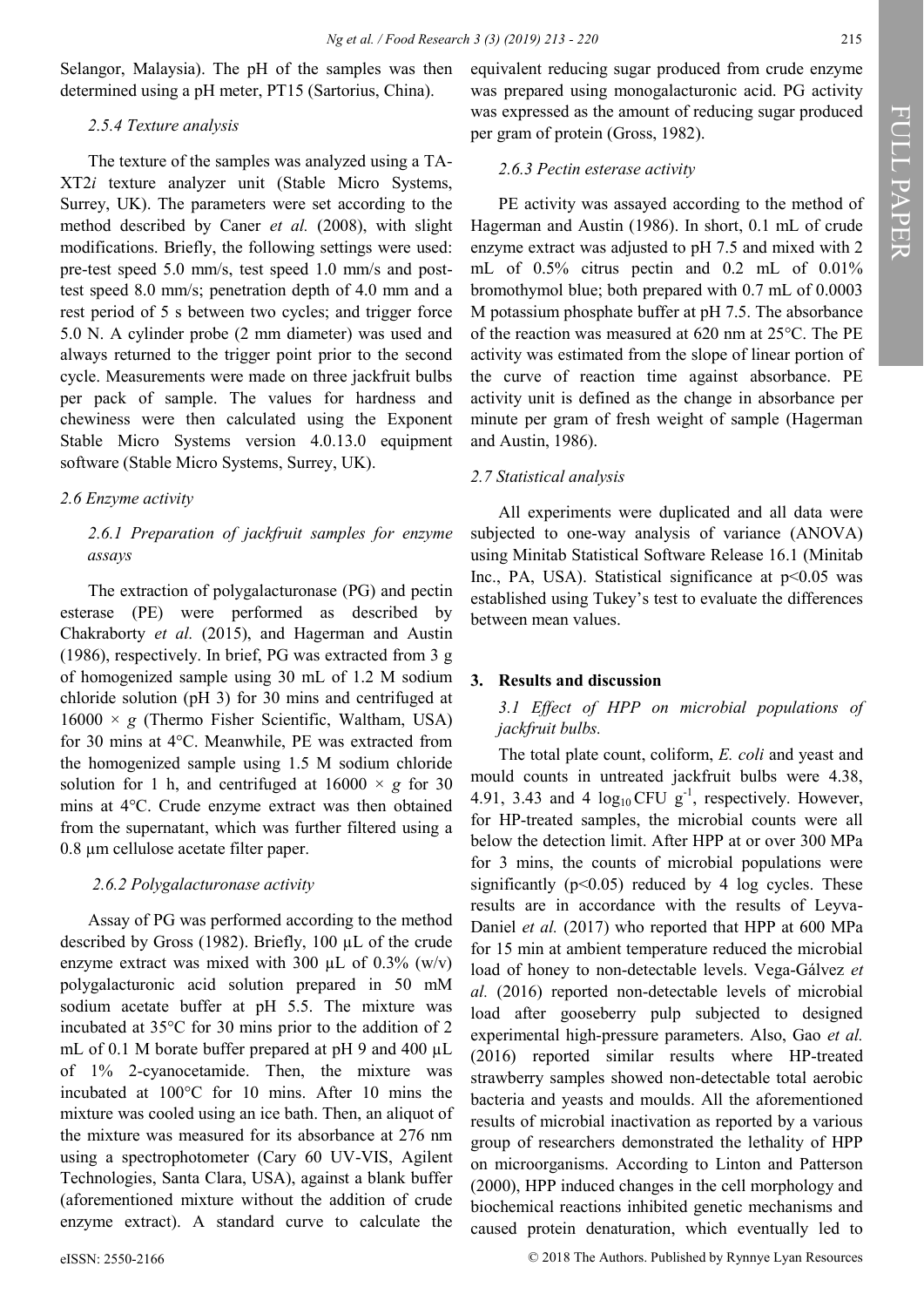Selangor, Malaysia). The pH of the samples was then determined using a pH meter, PT15 (Sartorius, China).

#### *2.5.4 Texture analysis*

The texture of the samples was analyzed using a TA-XT2*i* texture analyzer unit (Stable Micro Systems, Surrey, UK). The parameters were set according to the method described by Caner *et al.* (2008), with slight modifications. Briefly, the following settings were used: pre-test speed 5.0 mm/s, test speed 1.0 mm/s and post-test speed 8.0 mm/s; penetration depth of 4.0 mm and a rest period of 5 s between two cycles; and trigger force 5.0 N. A cylinder probe (2 mm diameter) was used and always returned to the trigger point prior to the second cycle. Measurements were made on three jackfruit bulbs per pack of sample. The values for hardness and chewiness were then calculated using the Exponent Stable Micro Systems version 4.0.13.0 equipment software (Stable Micro Systems, Surrey, UK).

### *2.6 Enzyme activity*

#### *2.6.1 Preparation of jackfruit samples for enzyme assays*

The extraction of polygalacturonase (PG) and pectin esterase (PE) were performed as described by Chakraborty *et al.* (2015), and Hagerman and Austin (1986), respectively. In brief, PG was extracted from 3 g of homogenized sample using 30 mL of 1.2 M sodium chloride solution (pH 3) for 30 mins and centrifuged at $16000 \times g$ (Thermo Fisher Scientific, Waltham, USA) for 30 mins at 4°C. Meanwhile, PE was extracted from the homogenized sample using 1.5 M sodium chloride solution for 1 h, and centrifuged at $16000 \times g$ for 30 mins at 4°C. Crude enzyme extract was then obtained from the supernatant, which was further filtered using a 0.8 µm cellulose acetate filter paper.

#### *2.6.2 Polygalacturonase activity*

Assay of PG was performed according to the method described by Gross (1982). Briefly, 100 µL of the crude enzyme extract was mixed with 300 µL of 0.3% (w/v) polygalacturonic acid solution prepared in 50 mM sodium acetate buffer at pH 5.5. The mixture was incubated at 35°C for 30 mins prior to the addition of 2 mL of 0.1 M borate buffer prepared at pH 9 and 400 µL of 1% 2-cyanocetamide. Then, the mixture was incubated at 100°C for 10 mins. After 10 mins the mixture was cooled using an ice bath. Then, an aliquot of the mixture was measured for its absorbance at 276 nm using a spectrophotometer (Cary 60 UV-VIS, Agilent Technologies, Santa Clara, USA), against a blank buffer (aforementioned mixture without the addition of crude enzyme extract). A standard curve to calculate the equivalent reducing sugar produced from crude enzyme was prepared using monogalacturonic acid. PG activity was expressed as the amount of reducing sugar produced per gram of protein (Gross, 1982).

#### *2.6.3 Pectin esterase activity*

PE activity was assayed according to the method of Hagerman and Austin (1986). In short, 0.1 mL of crude enzyme extract was adjusted to pH 7.5 and mixed with 2 mL of 0.5% citrus pectin and 0.2 mL of 0.01% bromothymol blue; both prepared with 0.7 mL of 0.0003 M potassium phosphate buffer at pH 7.5. The absorbance of the reaction was measured at 620 nm at 25°C. The PE activity was estimated from the slope of linear portion of the curve of reaction time against absorbance. PE activity unit is defined as the change in absorbance per minute per gram of fresh weight of sample (Hagerman and Austin, 1986).

### *2.7 Statistical analysis*

All experiments were duplicated and all data were subjected to one-way analysis of variance (ANOVA) using Minitab Statistical Software Release 16.1 (Minitab Inc., PA, USA). Statistical significance at $p<0.05$ was established using Tukey's test to evaluate the differences between mean values.

## 3. Results and discussion

### *3.1 Effect of HPP on microbial populations of jackfruit bulbs.*

The total plate count, coliform, *E. coli* and yeast and mould counts in untreated jackfruit bulbs were 4.38, 4.91, 3.43 and 4 $\log_{10}$ CFU $g^{-1}$, respectively. However, for HP-treated samples, the microbial counts were all below the detection limit. After HPP at or over 300 MPa for 3 mins, the counts of microbial populations were significantly ($p<0.05$) reduced by 4 log cycles. These results are in accordance with the results of Leyva-Daniel *et al.* (2017) who reported that HPP at 600 MPa for 15 min at ambient temperature reduced the microbial load of honey to non-detectable levels. Vega-Gálvez *et al.* (2016) reported non-detectable levels of microbial load after gooseberry pulp subjected to designed experimental high-pressure parameters. Also, Gao *et al.* (2016) reported similar results where HP-treated strawberry samples showed non-detectable total aerobic bacteria and yeasts and moulds. All the aforementioned results of microbial inactivation as reported by a various group of researchers demonstrated the lethality of HPP on microorganisms. According to Linton and Patterson (2000), HPP induced changes in the cell morphology and biochemical reactions inhibited genetic mechanisms and caused protein denaturation, which eventually led to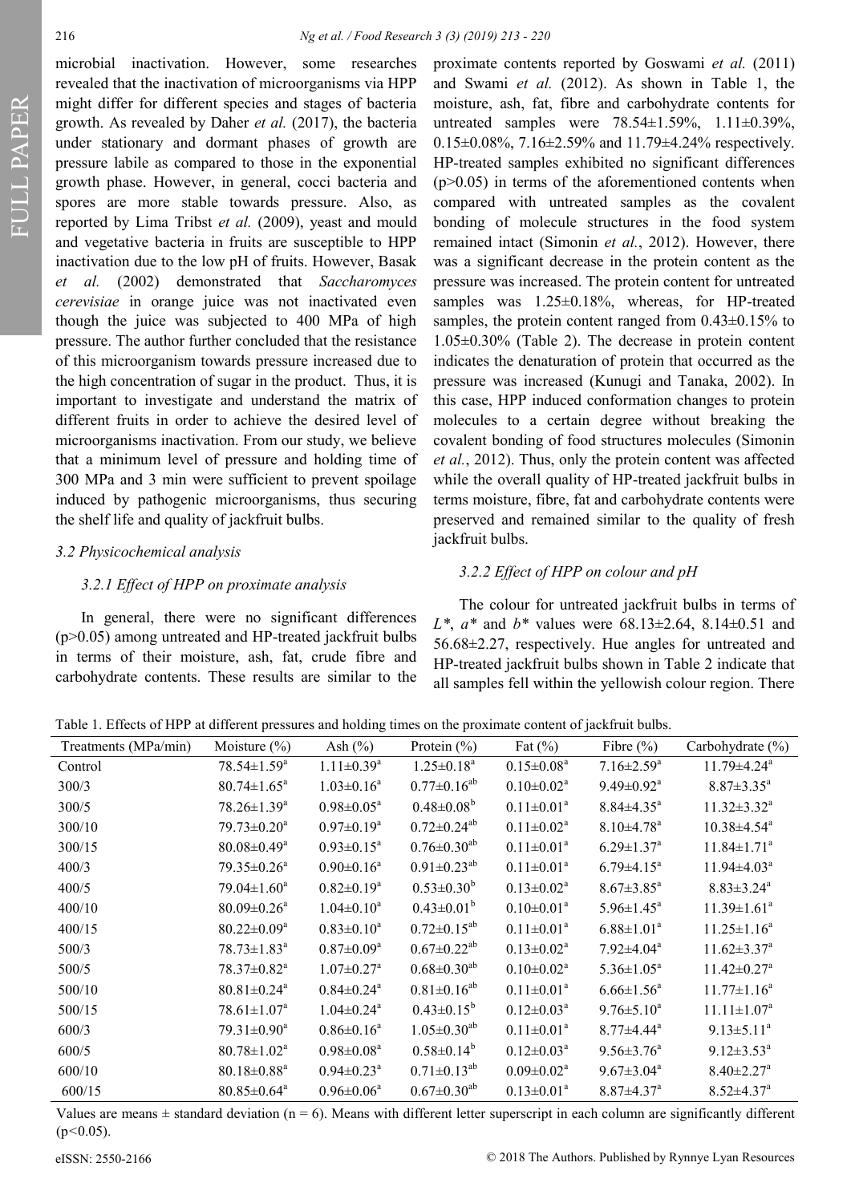microbial inactivation. However, some researches revealed that the inactivation of microorganisms via HPP might differ for different species and stages of bacteria growth. As revealed by Daher *et al.* (2017), the bacteria under stationary and dormant phases of growth are pressure labile as compared to those in the exponential growth phase. However, in general, cocci bacteria and spores are more stable towards pressure. Also, as reported by Lima Tribst *et al.* (2009), yeast and mould and vegetative bacteria in fruits are susceptible to HPP inactivation due to the low pH of fruits. However, Basak *et al.* (2002) demonstrated that *Saccharomyces cerevisiae* in orange juice was not inactivated even though the juice was subjected to 400 MPa of high pressure. The author further concluded that the resistance of this microorganism towards pressure increased due to the high concentration of sugar in the product. Thus, it is important to investigate and understand the matrix of different fruits in order to achieve the desired level of microorganisms inactivation. From our study, we believe that a minimum level of pressure and holding time of 300 MPa and 3 min were sufficient to prevent spoilage induced by pathogenic microorganisms, thus securing the shelf life and quality of jackfruit bulbs.

### *3.2 Physicochemical analysis*

#### *3.2.1 Effect of HPP on proximate analysis*

In general, there were no significant differences ($p>0.05$) among untreated and HP-treated jackfruit bulbs in terms of their moisture, ash, fat, crude fibre and carbohydrate contents. These results are similar to the proximate contents reported by Goswami *et al.* (2011) and Swami *et al.* (2012). As shown in Table 1, the moisture, ash, fat, fibre and carbohydrate contents for untreated samples were 78.54±1.59%, 1.11±0.39%, 0.15±0.08%, 7.16±2.59% and 11.79±4.24% respectively. HP-treated samples exhibited no significant differences ($p>0.05$) in terms of the aforementioned contents when compared with untreated samples as the covalent bonding of molecule structures in the food system remained intact (Simonin *et al.*, 2012). However, there was a significant decrease in the protein content as the pressure was increased. The protein content for untreated samples was 1.25±0.18%, whereas, for HP-treated samples, the protein content ranged from 0.43±0.15% to 1.05±0.30% (Table 2). The decrease in protein content indicates the denaturation of protein that occurred as the pressure was increased (Kunugi and Tanaka, 2002). In this case, HPP induced conformation changes to protein molecules to a certain degree without breaking the covalent bonding of food structures molecules (Simonin *et al.*, 2012). Thus, only the protein content was affected while the overall quality of HP-treated jackfruit bulbs in terms moisture, fibre, fat and carbohydrate contents were preserved and remained similar to the quality of fresh jackfruit bulbs.

#### *3.2.2 Effect of HPP on colour and pH*

The colour for untreated jackfruit bulbs in terms of $L^*$, $a^*$ and $b^*$ values were 68.13±2.64, 8.14±0.51 and 56.68±2.27, respectively. Hue angles for untreated and HP-treated jackfruit bulbs shown in Table 2 indicate that all samples fell within the yellowish colour region. There

Table 1. Effects of HPP at different pressures and holding times on the proximate content of jackfruit bulbs.

| Treatments (MPa/min) | Moisture (%) | Ash (%) | Protein (%) | Fat (%) | Fibre (%) | Carbohydrate (%) |
|---|---|---|---|---|---|---|
| Control | 78.54±1.59$^a$ | 1.11±0.39$^a$ | 1.25±0.18$^a$ | 0.15±0.08$^a$ | 7.16±2.59$^a$ | 11.79±4.24$^a$ |
| 300/3 | 80.74±1.65$^a$ | 1.03±0.16$^a$ | 0.77±0.16$^{ab}$ | 0.10±0.02$^a$ | 9.49±0.92$^a$ | 8.87±3.35$^a$ |
| 300/5 | 78.26±1.39$^a$ | 0.98±0.05$^a$ | 0.48±0.08$^b$ | 0.11±0.01$^a$ | 8.84±4.35$^a$ | 11.32±3.32$^a$ |
| 300/10 | 79.73±0.20$^a$ | 0.97±0.19$^a$ | 0.72±0.24$^{ab}$ | 0.11±0.02$^a$ | 8.10±4.78$^a$ | 10.38±4.54$^a$ |
| 300/15 | 80.08±0.49$^a$ | 0.93±0.15$^a$ | 0.76±0.30$^{ab}$ | 0.11±0.01$^a$ | 6.29±1.37$^a$ | 11.84±1.71$^a$ |
| 400/3 | 79.35±0.26$^a$ | 0.90±0.16$^a$ | 0.91±0.23$^{ab}$ | 0.11±0.01$^a$ | 6.79±4.15$^a$ | 11.94±4.03$^a$ |
| 400/5 | 79.04±1.60$^a$ | 0.82±0.19$^a$ | 0.53±0.30$^b$ | 0.13±0.02$^a$ | 8.67±3.85$^a$ | 8.83±3.24$^a$ |
| 400/10 | 80.09±0.26$^a$ | 1.04±0.10$^a$ | 0.43±0.01$^b$ | 0.10±0.01$^a$ | 5.96±1.45$^a$ | 11.39±1.61$^a$ |
| 400/15 | 80.22±0.09$^a$ | 0.83±0.10$^a$ | 0.72±0.15$^{ab}$ | 0.11±0.01$^a$ | 6.88±1.01$^a$ | 11.25±1.16$^a$ |
| 500/3 | 78.73±1.83$^a$ | 0.87±0.09$^a$ | 0.67±0.22$^{ab}$ | 0.13±0.02$^a$ | 7.92±4.04$^a$ | 11.62±3.37$^a$ |
| 500/5 | 78.37±0.82$^a$ | 1.07±0.27$^a$ | 0.68±0.30$^{ab}$ | 0.10±0.02$^a$ | 5.36±1.05$^a$ | 11.42±0.27$^a$ |
| 500/10 | 80.81±0.24$^a$ | 0.84±0.24$^a$ | 0.81±0.16$^{ab}$ | 0.11±0.01$^a$ | 6.66±1.56$^a$ | 11.77±1.16$^a$ |
| 500/15 | 78.61±1.07$^a$ | 1.04±0.24$^a$ | 0.43±0.15$^b$ | 0.12±0.03$^a$ | 9.76±5.10$^a$ | 11.11±1.07$^a$ |
| 600/3 | 79.31±0.90$^a$ | 0.86±0.16$^a$ | 1.05±0.30$^{ab}$ | 0.11±0.01$^a$ | 8.77±4.44$^a$ | 9.13±5.11$^a$ |
| 600/5 | 80.78±1.02$^a$ | 0.98±0.08$^a$ | 0.58±0.14$^b$ | 0.12±0.03$^a$ | 9.56±3.76$^a$ | 9.12±3.53$^a$ |
| 600/10 | 80.18±0.88$^a$ | 0.94±0.23$^a$ | 0.71±0.13$^{ab}$ | 0.09±0.02$^a$ | 9.67±3.04$^a$ | 8.40±2.27$^a$ |
| 600/15 | 80.85±0.64$^a$ | 0.96±0.06$^a$ | 0.67±0.30$^{ab}$ | 0.13±0.01$^a$ | 8.87±4.37$^a$ | 8.52±4.37$^a$ |

Values are means ± standard deviation ($n = 6$). Means with different letter superscript in each column are significantly different ($p<0.05$).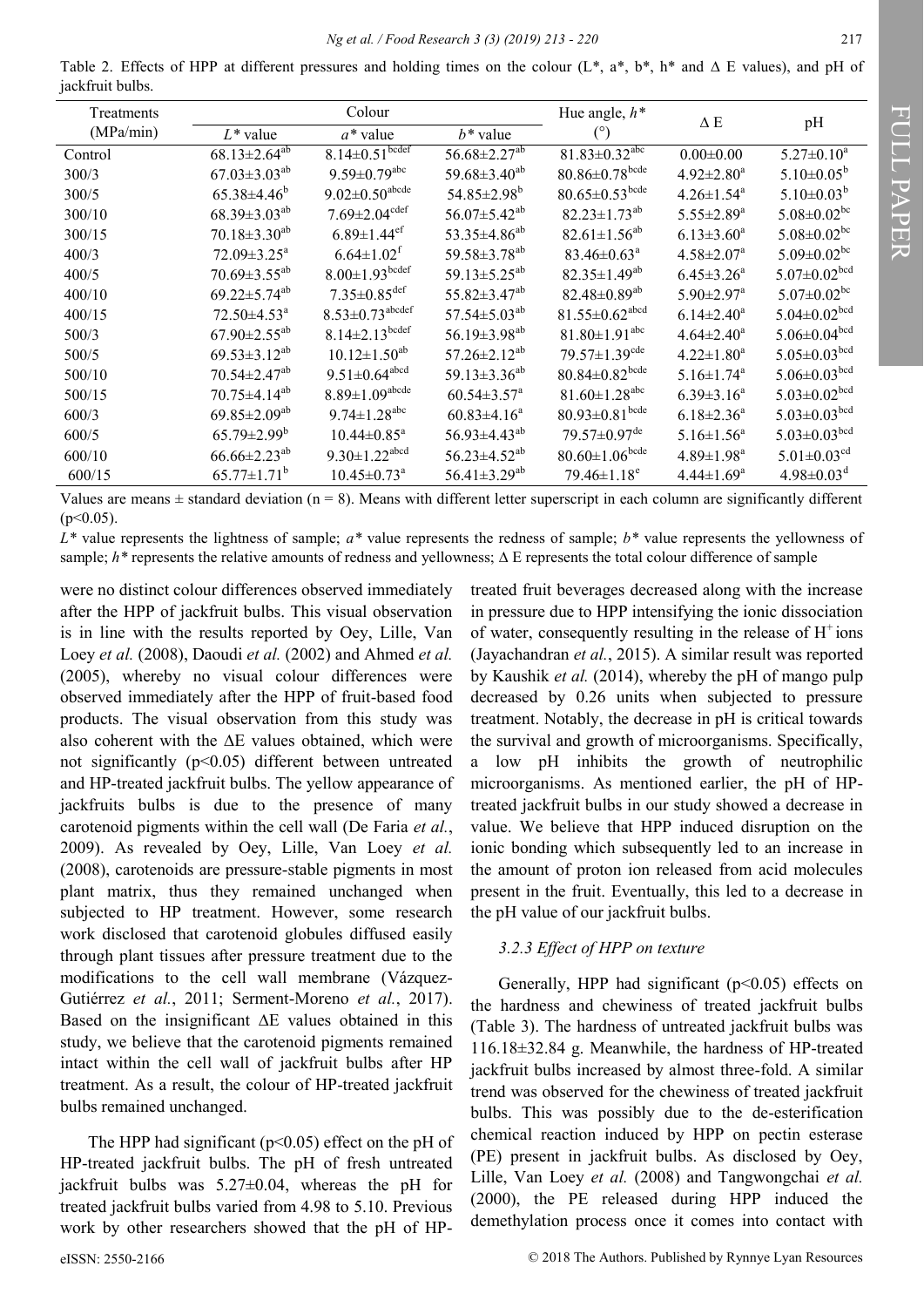Table 2. Effects of HPP at different pressures and holding times on the colour ($L^*$, $a^*$, $b^*$, $h^*$ and $\Delta E$ values), and pH of jackfruit bulbs.

| Treatments (MPa/min) | Colour | | | Hue angle, $h^*$ (°) | $\Delta E$ | pH |
|---|---|---|---|---|---|---|
| | $L^*$ value | $a^*$ value | $b^*$ value | | | |
| Control | $68.13\pm2.64^{ab}$ | $8.14\pm0.51^{bcdef}$ | $56.68\pm2.27^{ab}$ | $81.83\pm0.32^{abc}$ | $0.00\pm0.00$ | $5.27\pm0.10^{a}$ |
| 300/3 | $67.03\pm3.03^{ab}$ | $9.59\pm0.79^{abc}$ | $59.68\pm3.40^{ab}$ | $80.86\pm0.78^{bcde}$ | $4.92\pm2.80^{a}$ | $5.10\pm0.05^{b}$ |
| 300/5 | $65.38\pm4.46^{b}$ | $9.02\pm0.50^{abcde}$ | $54.85\pm2.98^{b}$ | $80.65\pm0.53^{bcde}$ | $4.26\pm1.54^{a}$ | $5.10\pm0.03^{b}$ |
| 300/10 | $68.39\pm3.03^{ab}$ | $7.69\pm2.04^{cdef}$ | $56.07\pm5.42^{ab}$ | $82.23\pm1.73^{ab}$ | $5.55\pm2.89^{a}$ | $5.08\pm0.02^{bc}$ |
| 300/15 | $70.18\pm3.30^{ab}$ | $6.89\pm1.44^{ef}$ | $53.35\pm4.86^{ab}$ | $82.61\pm1.56^{ab}$ | $6.13\pm3.60^{a}$ | $5.08\pm0.02^{bc}$ |
| 400/3 | $72.09\pm3.25^{a}$ | $6.64\pm1.02^{f}$ | $59.58\pm3.78^{ab}$ | $83.46\pm0.63^{a}$ | $4.58\pm2.07^{a}$ | $5.09\pm0.02^{bc}$ |
| 400/5 | $70.69\pm3.55^{ab}$ | $8.00\pm1.93^{bcdef}$ | $59.13\pm5.25^{ab}$ | $82.35\pm1.49^{ab}$ | $6.45\pm3.26^{a}$ | $5.07\pm0.02^{bcd}$ |
| 400/10 | $69.22\pm5.74^{ab}$ | $7.35\pm0.85^{def}$ | $55.82\pm3.47^{ab}$ | $82.48\pm0.89^{ab}$ | $5.90\pm2.97^{a}$ | $5.07\pm0.02^{bc}$ |
| 400/15 | $72.50\pm4.53^{a}$ | $8.53\pm0.73^{abcdef}$ | $57.54\pm5.03^{ab}$ | $81.55\pm0.62^{abcd}$ | $6.14\pm2.40^{a}$ | $5.04\pm0.02^{bcd}$ |
| 500/3 | $67.90\pm2.55^{ab}$ | $8.14\pm2.13^{bcdef}$ | $56.19\pm3.98^{ab}$ | $81.80\pm1.91^{abc}$ | $4.64\pm2.40^{a}$ | $5.06\pm0.04^{bcd}$ |
| 500/5 | $69.53\pm3.12^{ab}$ | $10.12\pm1.50^{ab}$ | $57.26\pm2.12^{ab}$ | $79.57\pm1.39^{cde}$ | $4.22\pm1.80^{a}$ | $5.05\pm0.03^{bcd}$ |
| 500/10 | $70.54\pm2.47^{ab}$ | $9.51\pm0.64^{abcd}$ | $59.13\pm3.36^{ab}$ | $80.84\pm0.82^{bcde}$ | $5.16\pm1.74^{a}$ | $5.06\pm0.03^{bcd}$ |
| 500/15 | $70.75\pm4.14^{ab}$ | $8.89\pm1.09^{abcde}$ | $60.54\pm3.57^{a}$ | $81.60\pm1.28^{abc}$ | $6.39\pm3.16^{a}$ | $5.03\pm0.03^{bcd}$ |
| 600/3 | $69.85\pm2.09^{ab}$ | $9.74\pm1.28^{abc}$ | $60.83\pm4.16^{a}$ | $80.93\pm0.81^{bcde}$ | $6.18\pm2.36^{a}$ | $5.03\pm0.03^{bcd}$ |
| 600/5 | $65.79\pm2.99^{b}$ | $10.44\pm0.85^{a}$ | $56.93\pm4.43^{ab}$ | $79.57\pm0.97^{de}$ | $5.16\pm1.56^{a}$ | $5.03\pm0.03^{bcd}$ |
| 600/10 | $66.66\pm2.23^{ab}$ | $9.30\pm1.22^{abcd}$ | $56.23\pm4.52^{ab}$ | $80.60\pm1.06^{bcde}$ | $4.89\pm1.98^{a}$ | $5.01\pm0.03^{cd}$ |
| 600/15 | $65.77\pm1.71^{b}$ | $10.45\pm0.73^{a}$ | $56.41\pm3.29^{ab}$ | $79.46\pm1.18^{e}$ | $4.44\pm1.69^{a}$ | $4.98\pm0.03^{d}$ |

Values are means ± standard deviation (n = 8). Means with different letter superscript in each column are significantly different ($p<0.05$).

$L^*$ value represents the lightness of sample; $a^*$ value represents the redness of sample; $b^*$ value represents the yellowness of sample; $h^*$ represents the relative amounts of redness and yellowness; $\Delta E$ represents the total colour difference of sample

were no distinct colour differences observed immediately after the HPP of jackfruit bulbs. This visual observation is in line with the results reported by Oey, Lille, Van Loey *et al.* (2008), Daoudi *et al.* (2002) and Ahmed *et al.* (2005), whereby no visual colour differences were observed immediately after the HPP of fruit-based food products. The visual observation from this study was also coherent with the $\Delta E$ values obtained, which were not significantly ($p<0.05$) different between untreated and HP-treated jackfruit bulbs. The yellow appearance of jackfruits bulbs is due to the presence of many carotenoid pigments within the cell wall (De Faria *et al.*, 2009). As revealed by Oey, Lille, Van Loey *et al.* (2008), carotenoids are pressure-stable pigments in most plant matrix, thus they remained unchanged when subjected to HP treatment. However, some research work disclosed that carotenoid globules diffused easily through plant tissues after pressure treatment due to the modifications to the cell wall membrane (Vázquez-Gutiérrez *et al.*, 2011; Serment-Moreno *et al.*, 2017). Based on the insignificant $\Delta E$ values obtained in this study, we believe that the carotenoid pigments remained intact within the cell wall of jackfruit bulbs after HP treatment. As a result, the colour of HP-treated jackfruit bulbs remained unchanged.

The HPP had significant ($p<0.05$) effect on the pH of HP-treated jackfruit bulbs. The pH of fresh untreated jackfruit bulbs was 5.27±0.04, whereas the pH for treated jackfruit bulbs varied from 4.98 to 5.10. Previous work by other researchers showed that the pH of HP-treated fruit beverages decreased along with the increase in pressure due to HPP intensifying the ionic dissociation of water, consequently resulting in the release of $H^+$ ions (Jayachandran *et al.*, 2015). A similar result was reported by Kaushik *et al.* (2014), whereby the pH of mango pulp decreased by 0.26 units when subjected to pressure treatment. Notably, the decrease in pH is critical towards the survival and growth of microorganisms. Specifically, a low pH inhibits the growth of neutrophilic microorganisms. As mentioned earlier, the pH of HP-treated jackfruit bulbs in our study showed a decrease in value. We believe that HPP induced disruption on the ionic bonding which subsequently led to an increase in the amount of proton ion released from acid molecules present in the fruit. Eventually, this led to a decrease in the pH value of our jackfruit bulbs.

### *3.2.3 Effect of HPP on texture*

Generally, HPP had significant ($p<0.05$) effects on the hardness and chewiness of treated jackfruit bulbs (Table 3). The hardness of untreated jackfruit bulbs was 116.18±32.84 g. Meanwhile, the hardness of HP-treated jackfruit bulbs increased by almost three-fold. A similar trend was observed for the chewiness of treated jackfruit bulbs. This was possibly due to the de-esterification chemical reaction induced by HPP on pectin esterase (PE) present in jackfruit bulbs. As disclosed by Oey, Lille, Van Loey *et al.* (2008) and Tangwongchai *et al.* (2000), the PE released during HPP induced the demethylation process once it comes into contact with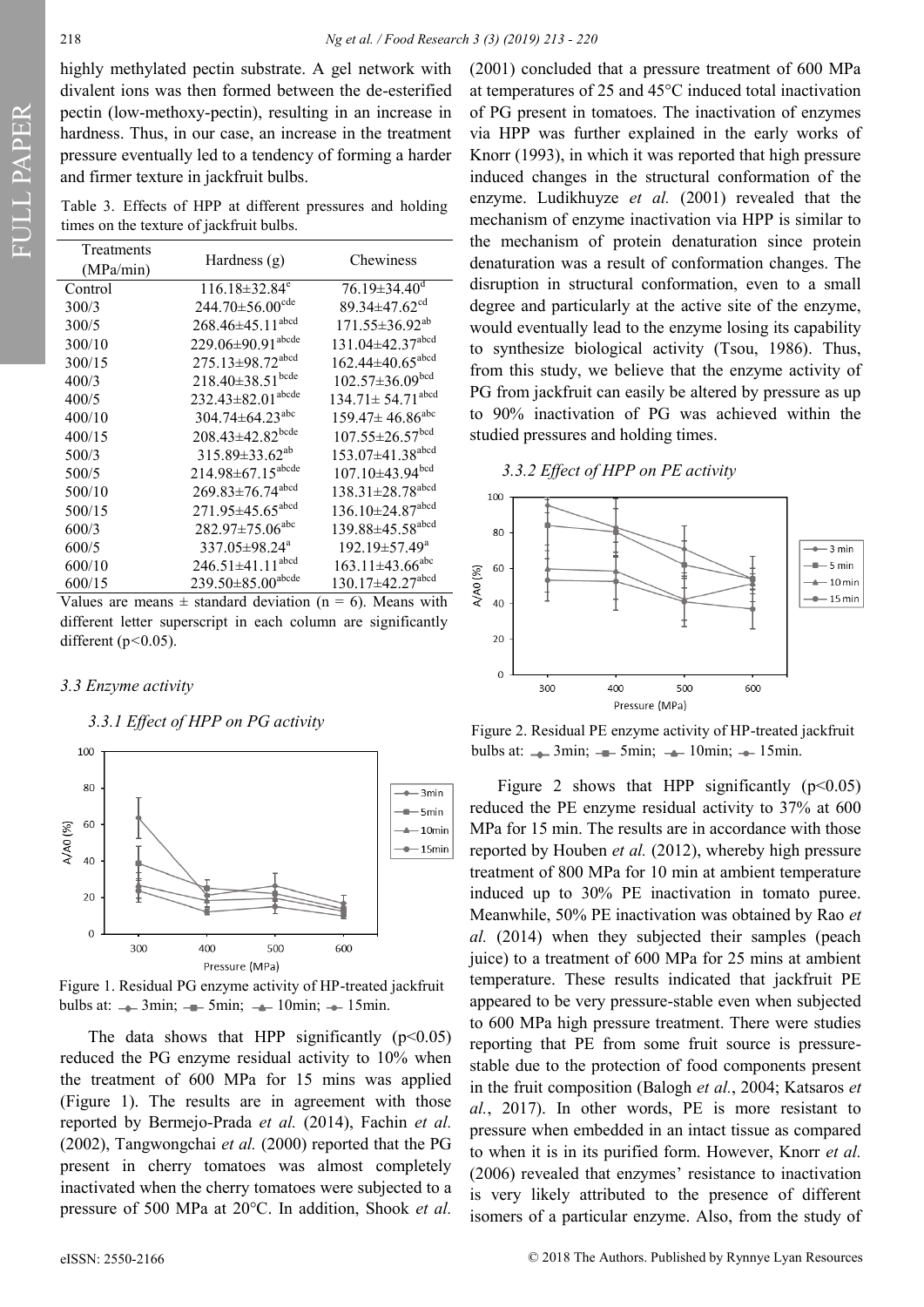highly methylated pectin substrate. A gel network with divalent ions was then formed between the de-esterified pectin (low-methoxy-pectin), resulting in an increase in hardness. Thus, in our case, an increase in the treatment pressure eventually led to a tendency of forming a harder and firmer texture in jackfruit bulbs.

Table 3. Effects of HPP at different pressures and holding times on the texture of jackfruit bulbs.

| Treatments (MPa/min) | Hardness (g) | Chewiness |
|---|---|---|
| Control | 116.18±32.84[e] | 76.19±34.40[d] |
| 300/3 | 244.70±56.00[cde] | 89.34±47.62[cd] |
| 300/5 | 268.46±45.11[abcd] | 171.55±36.92[ab] |
| 300/10 | 229.06±90.91[abcde] | 131.04±42.37[abcd] |
| 300/15 | 275.13±98.72[abcd] | 162.44±40.65[abcd] |
| 400/3 | 218.40±38.51[bcde] | 102.57±36.09[bcd] |
| 400/5 | 232.43±82.01[abcde] | 134.71± 54.71[abcd] |
| 400/10 | 304.74±64.23[abc] | 159.47± 46.86[abc] |
| 400/15 | 208.43±42.82[bcde] | 107.55±26.57[bcd] |
| 500/3 | 315.89±33.62[ab] | 153.07±41.38[abcd] |
| 500/5 | 214.98±67.15[abcde] | 107.10±43.94[bcd] |
| 500/10 | 269.83±76.74[abcd] | 138.31±28.78[abcd] |
| 500/15 | 271.95±45.65[abcd] | 136.10±24.87[abcd] |
| 600/3 | 282.97±75.06[abc] | 139.88±45.58[abcd] |
| 600/5 | 337.05±98.24[a] | 192.19±57.49[a] |
| 600/10 | 246.51±41.11[abcd] | 163.11±43.66[abc] |
| 600/15 | 239.50±85.00[abcde] | 130.17±42.27[abcd] |

Values are means ± standard deviation (n = 6). Means with different letter superscript in each column are significantly different ($p<0.05$).

### 3.3 Enzyme activity

#### 3.3.1 Effect of HPP on PG activity

Figure 1. Residual PG enzyme activity of HP-treated jackfruit bulbs at: 3min; 5min; 10min; 15min.

The data shows that HPP significantly ($p<0.05$) reduced the PG enzyme residual activity to 10% when the treatment of 600 MPa for 15 mins was applied (Figure 1). The results are in agreement with those reported by Bermejo-Prada *et al.* (2014), Fachin *et al.* (2002), Tangwongchai *et al.* (2000) reported that the PG present in cherry tomatoes was almost completely inactivated when the cherry tomatoes were subjected to a pressure of 500 MPa at 20°C. In addition, Shook *et al.* (2001) concluded that a pressure treatment of 600 MPa at temperatures of 25 and 45°C induced total inactivation of PG present in tomatoes. The inactivation of enzymes via HPP was further explained in the early works of Knorr (1993), in which it was reported that high pressure induced changes in the structural conformation of the enzyme. Ludikhuyze *et al.* (2001) revealed that the mechanism of enzyme inactivation via HPP is similar to the mechanism of protein denaturation since protein denaturation was a result of conformation changes. The disruption in structural conformation, even to a small degree and particularly at the active site of the enzyme, would eventually lead to the enzyme losing its capability to synthesize biological activity (Tsou, 1986). Thus, from this study, we believe that the enzyme activity of PG from jackfruit can easily be altered by pressure as up to 90% inactivation of PG was achieved within the studied pressures and holding times.

#### 3.3.2 Effect of HPP on PE activity

Figure 2. Residual PE enzyme activity of HP-treated jackfruit bulbs at: 3min; 5min; 10min; 15min.

Figure 2 shows that HPP significantly ($p<0.05$) reduced the PE enzyme residual activity to 37% at 600 MPa for 15 min. The results are in accordance with those reported by Houben *et al.* (2012), whereby high pressure treatment of 800 MPa for 10 min at ambient temperature induced up to 30% PE inactivation in tomato puree. Meanwhile, 50% PE inactivation was obtained by Rao *et al.* (2014) when they subjected their samples (peach juice) to a treatment of 600 MPa for 25 mins at ambient temperature. These results indicated that jackfruit PE appeared to be very pressure-stable even when subjected to 600 MPa high pressure treatment. There were studies reporting that PE from some fruit source is pressure-stable due to the protection of food components present in the fruit composition (Balogh *et al.*, 2004; Katsaros *et al.*, 2017). In other words, PE is more resistant to pressure when embedded in an intact tissue as compared to when it is in its purified form. However, Knorr *et al.* (2006) revealed that enzymes' resistance to inactivation is very likely attributed to the presence of different isomers of a particular enzyme. Also, from the study of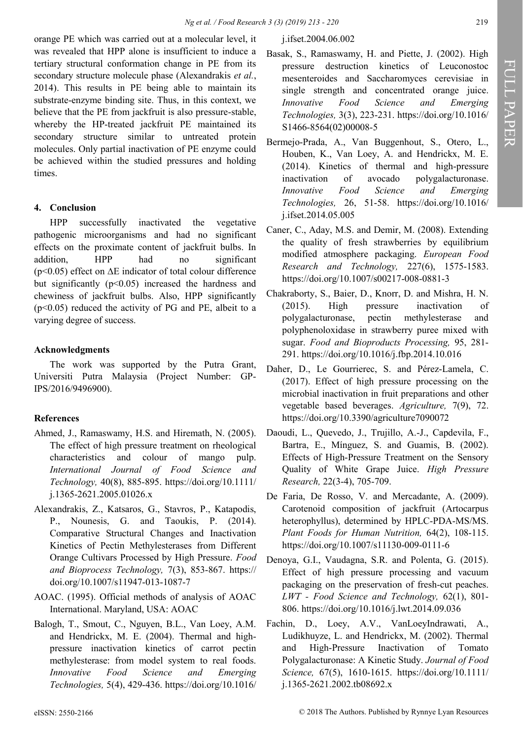orange PE which was carried out at a molecular level, it was revealed that HPP alone is insufficient to induce a tertiary structural conformation change in PE from its secondary structure molecule phase (Alexandrakis *et al.*, 2014). This results in PE being able to maintain its substrate-enzyme binding site. Thus, in this context, we believe that the PE from jackfruit is also pressure-stable, whereby the HP-treated jackfruit PE maintained its secondary structure similar to untreated protein molecules. Only partial inactivation of PE enzyme could be achieved within the studied pressures and holding times.

## 4. Conclusion

HPP successfully inactivated the vegetative pathogenic microorganisms and had no significant effects on the proximate content of jackfruit bulbs. In addition, HPP had no significant ($p<0.05$) effect on $\Delta E$ indicator of total colour difference but significantly ($p<0.05$) increased the hardness and chewiness of jackfruit bulbs. Also, HPP significantly ($p<0.05$) reduced the activity of PG and PE, albeit to a varying degree of success.

## Acknowledgments

The work was supported by the Putra Grant, Universiti Putra Malaysia (Project Number: GP-IPS/2016/9496900).

## References

Ahmed, J., Ramaswamy, H.S. and Hiremath, N. (2005). The effect of high pressure treatment on rheological characteristics and colour of mango pulp. *International Journal of Food Science and Technology,* 40(8), 885-895. https://doi.org/10.1111/j.1365-2621.2005.01026.x

Alexandrakis, Z., Katsaros, G., Stavros, P., Katapodis, P., Nounesis, G. and Taoukis, P. (2014). Comparative Structural Changes and Inactivation Kinetics of Pectin Methylesterases from Different Orange Cultivars Processed by High Pressure. *Food and Bioprocess Technology,* 7(3), 853-867. https://doi.org/10.1007/s11947-013-1087-7

AOAC. (1995). Official methods of analysis of AOAC International. Maryland, USA: AOAC

Balogh, T., Smout, C., Nguyen, B.L., Van Loey, A.M. and Hendrickx, M. E. (2004). Thermal and high-pressure inactivation kinetics of carrot pectin methylesterase: from model system to real foods. *Innovative Food Science and Emerging Technologies,* 5(4), 429-436. https://doi.org/10.1016/j.ifset.2004.06.002

Basak, S., Ramaswamy, H. and Piette, J. (2002). High pressure destruction kinetics of Leuconostoc mesenteroides and Saccharomyces cerevisiae in single strength and concentrated orange juice. *Innovative Food Science and Emerging Technologies,* 3(3), 223-231. https://doi.org/10.1016/S1466-8564(02)00008-5

Bermejo-Prada, A., Van Buggenhout, S., Otero, L., Houben, K., Van Loey, A. and Hendrickx, M. E. (2014). Kinetics of thermal and high-pressure inactivation of avocado polygalacturonase. *Innovative Food Science and Emerging Technologies,* 26, 51-58. https://doi.org/10.1016/j.ifset.2014.05.005

Caner, C., Aday, M.S. and Demir, M. (2008). Extending the quality of fresh strawberries by equilibrium modified atmosphere packaging. *European Food Research and Technology,* 227(6), 1575-1583. https://doi.org/10.1007/s00217-008-0881-3

Chakraborty, S., Baier, D., Knorr, D. and Mishra, H. N. (2015). High pressure inactivation of polygalacturonase, pectin methylesterase and polyphenoloxidase in strawberry puree mixed with sugar. *Food and Bioproducts Processing,* 95, 281-291. https://doi.org/10.1016/j.fbp.2014.10.016

Daher, D., Le Gourrierec, S. and Pérez-Lamela, C. (2017). Effect of high pressure processing on the microbial inactivation in fruit preparations and other vegetable based beverages. *Agriculture,* 7(9), 72. https://doi.org/10.3390/agriculture7090072

Daoudi, L., Quevedo, J., Trujillo, A.-J., Capdevila, F., Bartra, E., Mínguez, S. and Guamis, B. (2002). Effects of High-Pressure Treatment on the Sensory Quality of White Grape Juice. *High Pressure Research,* 22(3-4), 705-709.

De Faria, De Rosso, V. and Mercadante, A. (2009). Carotenoid composition of jackfruit (Artocarpus heterophyllus), determined by HPLC-PDA-MS/MS. *Plant Foods for Human Nutrition,* 64(2), 108-115. https://doi.org/10.1007/s11130-009-0111-6

Denoya, G.I., Vaudagna, S.R. and Polenta, G. (2015). Effect of high pressure processing and vacuum packaging on the preservation of fresh-cut peaches. *LWT - Food Science and Technology,* 62(1), 801-806. https://doi.org/10.1016/j.lwt.2014.09.036

Fachin, D., Loey, A.V., VanLoeyIndrawati, A., Ludikhuyze, L. and Hendrickx, M. (2002). Thermal and High-Pressure Inactivation of Tomato Polygalacturonase: A Kinetic Study. *Journal of Food Science,* 67(5), 1610-1615. https://doi.org/10.1111/j.1365-2621.2002.tb08692.x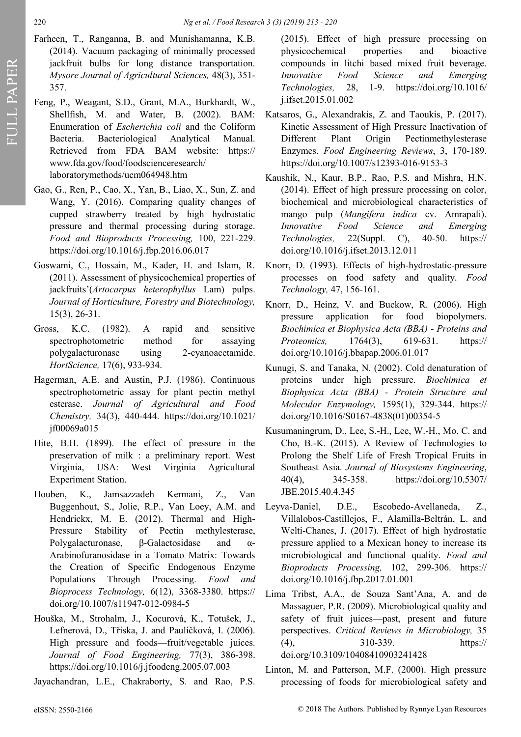Farheen, T., Ranganna, B. and Munishamanna, K.B. (2014). Vacuum packaging of minimally processed jackfruit bulbs for long distance transportation. *Mysore Journal of Agricultural Sciences,* 48(3), 351-357.

Feng, P., Weagant, S.D., Grant, M.A., Burkhardt, W., Shellfish, M. and Water, B. (2002). BAM: Enumeration of *Escherichia coli* and the Coliform Bacteria. Bacteriological Analytical Manual. Retrieved from FDA BAM website: https://www.fda.gov/food/foodscienceresearch/laboratorymethods/ucm064948.htm

Gao, G., Ren, P., Cao, X., Yan, B., Liao, X., Sun, Z. and Wang, Y. (2016). Comparing quality changes of cupped strawberry treated by high hydrostatic pressure and thermal processing during storage. *Food and Bioproducts Processing,* 100, 221-229. https://doi.org/10.1016/j.fbp.2016.06.017

Goswami, C., Hossain, M., Kader, H. and Islam, R. (2011). Assessment of physicochemical properties of jackfruits'(*Artocarpus heterophyllus* Lam) pulps. *Journal of Horticulture, Forestry and Biotechnology,* 15(3), 26-31.

Gross, K.C. (1982). A rapid and sensitive spectrophotometric method for assaying polygalacturonase using 2-cyanoacetamide. *HortScience,* 17(6), 933-934.

Hagerman, A.E. and Austin, P.J. (1986). Continuous spectrophotometric assay for plant pectin methyl esterase. *Journal of Agricultural and Food Chemistry,* 34(3), 440-444. https://doi.org/10.1021/jf00069a015

Hite, B.H. (1899). The effect of pressure in the preservation of milk : a preliminary report. West Virginia, USA: West Virginia Agricultural Experiment Station.

Houben, K., Jamsazzadeh Kermani, Z., Van Buggenhout, S., Jolie, R.P., Van Loey, A.M. and Hendrickx, M. E. (2012). Thermal and High-Pressure Stability of Pectin methylesterase, Polygalacturonase, β-Galactosidase and α-Arabinofuranosidase in a Tomato Matrix: Towards the Creation of Specific Endogenous Enzyme Populations Through Processing. *Food and Bioprocess Technology,* 6(12), 3368-3380. https://doi.org/10.1007/s11947-012-0984-5

Houška, M., Strohalm, J., Kocurová, K., Totušek, J., Lefnerová, D., Tříska, J. and Paulíčková, I. (2006). High pressure and foods—fruit/vegetable juices. *Journal of Food Engineering,* 77(3), 386-398. https://doi.org/10.1016/j.jfoodeng.2005.07.003

Jayachandran, L.E., Chakraborty, S. and Rao, P.S. (2015). Effect of high pressure processing on physicochemical properties and bioactive compounds in litchi based mixed fruit beverage. *Innovative Food Science and Emerging Technologies,* 28, 1-9. https://doi.org/10.1016/j.ifset.2015.01.002

Katsaros, G., Alexandrakis, Z. and Taoukis, P. (2017). Kinetic Assessment of High Pressure Inactivation of Different Plant Origin Pectinmethylesterase Enzymes. *Food Engineering Reviews*, 3, 170-189. https://doi.org/10.1007/s12393-016-9153-3

Kaushik, N., Kaur, B.P., Rao, P.S. and Mishra, H.N. (2014). Effect of high pressure processing on color, biochemical and microbiological characteristics of mango pulp (*Mangifera indica* cv. Amrapali). *Innovative Food Science and Emerging Technologies,* 22(Suppl. C), 40-50. https://doi.org/10.1016/j.ifset.2013.12.011

Knorr, D. (1993). Effects of high-hydrostatic-pressure processes on food safety and quality. *Food Technology,* 47, 156-161.

Knorr, D., Heinz, V. and Buckow, R. (2006). High pressure application for food biopolymers. *Biochimica et Biophysica Acta (BBA) - Proteins and Proteomics,* 1764(3), 619-631. https://doi.org/10.1016/j.bbapap.2006.01.017

Kunugi, S. and Tanaka, N. (2002). Cold denaturation of proteins under high pressure. *Biochimica et Biophysica Acta (BBA) - Protein Structure and Molecular Enzymology,* 1595(1), 329-344. https://doi.org/10.1016/S0167-4838(01)00354-5

Kusumaningrum, D., Lee, S.-H., Lee, W.-H., Mo, C. and Cho, B.-K. (2015). A Review of Technologies to Prolong the Shelf Life of Fresh Tropical Fruits in Southeast Asia. *Journal of Biosystems Engineering*, 40(4), 345-358. https://doi.org/10.5307/JBE.2015.40.4.345

Leyva-Daniel, D.E., Escobedo-Avellaneda, Z., Villalobos-Castillejos, F., Alamilla-Beltrán, L. and Welti-Chanes, J. (2017). Effect of high hydrostatic pressure applied to a Mexican honey to increase its microbiological and functional quality. *Food and Bioproducts Processing,* 102, 299-306. https://doi.org/10.1016/j.fbp.2017.01.001

Lima Tribst, A.A., de Souza Sant'Ana, A. and de Massaguer, P.R. (2009). Microbiological quality and safety of fruit juices—past, present and future perspectives. *Critical Reviews in Microbiology,* 35 (4), 310-339. https://doi.org/10.3109/10408410903241428

Linton, M. and Patterson, M.F. (2000). High pressure processing of foods for microbiological safety and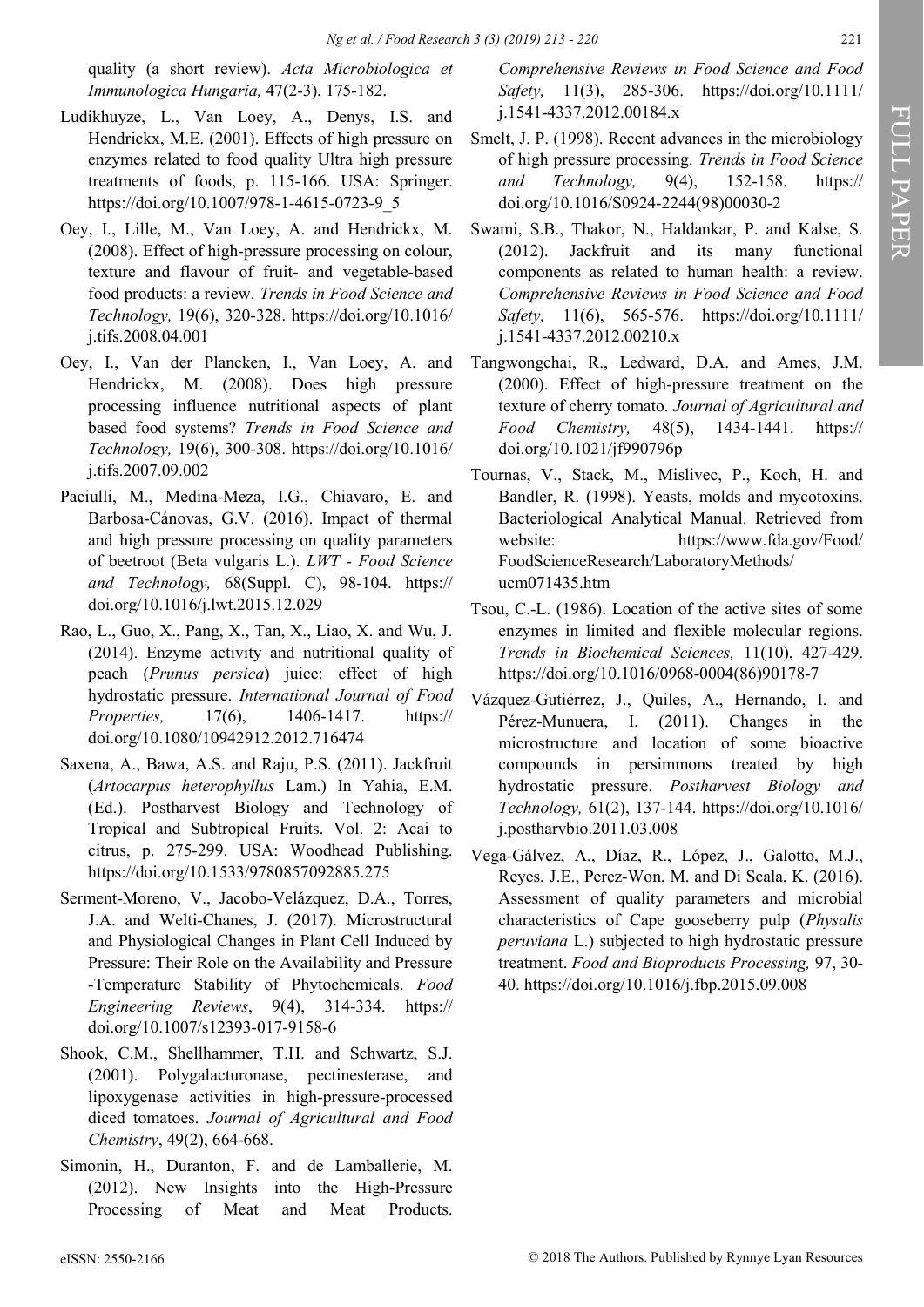quality (a short review). *Acta Microbiologica et Immunologica Hungaria,* 47(2-3), 175-182.

Ludikhuyze, L., Van Loey, A., Denys, I.S. and Hendrickx, M.E. (2001). Effects of high pressure on enzymes related to food quality Ultra high pressure treatments of foods, p. 115-166. USA: Springer. https://doi.org/10.1007/978-1-4615-0723-9_5

Oey, I., Lille, M., Van Loey, A. and Hendrickx, M. (2008). Effect of high-pressure processing on colour, texture and flavour of fruit- and vegetable-based food products: a review. *Trends in Food Science and Technology,* 19(6), 320-328. https://doi.org/10.1016/j.tifs.2008.04.001

Oey, I., Van der Plancken, I., Van Loey, A. and Hendrickx, M. (2008). Does high pressure processing influence nutritional aspects of plant based food systems? *Trends in Food Science and Technology,* 19(6), 300-308. https://doi.org/10.1016/j.tifs.2007.09.002

Paciulli, M., Medina-Meza, I.G., Chiavaro, E. and Barbosa-Cánovas, G.V. (2016). Impact of thermal and high pressure processing on quality parameters of beetroot (Beta vulgaris L.). *LWT - Food Science and Technology,* 68(Suppl. C), 98-104. https://doi.org/10.1016/j.lwt.2015.12.029

Rao, L., Guo, X., Pang, X., Tan, X., Liao, X. and Wu, J. (2014). Enzyme activity and nutritional quality of peach (*Prunus persica*) juice: effect of high hydrostatic pressure. *International Journal of Food Properties,* 17(6), 1406-1417. https://doi.org/10.1080/10942912.2012.716474

Saxena, A., Bawa, A.S. and Raju, P.S. (2011). Jackfruit (*Artocarpus heterophyllus* Lam.) In Yahia, E.M. (Ed.). Postharvest Biology and Technology of Tropical and Subtropical Fruits. Vol. 2: Acai to citrus, p. 275-299. USA: Woodhead Publishing. https://doi.org/10.1533/9780857092885.275

Serment-Moreno, V., Jacobo-Velázquez, D.A., Torres, J.A. and Welti-Chanes, J. (2017). Microstructural and Physiological Changes in Plant Cell Induced by Pressure: Their Role on the Availability and Pressure-Temperature Stability of Phytochemicals. *Food Engineering Reviews*, 9(4), 314-334. https://doi.org/10.1007/s12393-017-9158-6

Shook, C.M., Shellhammer, T.H. and Schwartz, S.J. (2001). Polygalacturonase, pectinesterase, and lipoxygenase activities in high-pressure-processed diced tomatoes. *Journal of Agricultural and Food Chemistry*, 49(2), 664-668.

Simonin, H., Duranton, F. and de Lamballerie, M. (2012). New Insights into the High-Pressure Processing of Meat and Meat Products. *Comprehensive Reviews in Food Science and Food Safety,* 11(3), 285-306. https://doi.org/10.1111/j.1541-4337.2012.00184.x

Smelt, J. P. (1998). Recent advances in the microbiology of high pressure processing. *Trends in Food Science and Technology,* 9(4), 152-158. https://doi.org/10.1016/S0924-2244(98)00030-2

Swami, S.B., Thakor, N., Haldankar, P. and Kalse, S. (2012). Jackfruit and its many functional components as related to human health: a review. *Comprehensive Reviews in Food Science and Food Safety,* 11(6), 565-576. https://doi.org/10.1111/j.1541-4337.2012.00210.x

Tangwongchai, R., Ledward, D.A. and Ames, J.M. (2000). Effect of high-pressure treatment on the texture of cherry tomato. *Journal of Agricultural and Food Chemistry,* 48(5), 1434-1441. https://doi.org/10.1021/jf990796p

Tournas, V., Stack, M., Mislivec, P., Koch, H. and Bandler, R. (1998). Yeasts, molds and mycotoxins. Bacteriological Analytical Manual. Retrieved from website: https://www.fda.gov/Food/FoodScienceResearch/LaboratoryMethods/ucm071435.htm

Tsou, C.-L. (1986). Location of the active sites of some enzymes in limited and flexible molecular regions. *Trends in Biochemical Sciences,* 11(10), 427-429. https://doi.org/10.1016/0968-0004(86)90178-7

Vázquez-Gutiérrez, J., Quiles, A., Hernando, I. and Pérez-Munuera, I. (2011). Changes in the microstructure and location of some bioactive compounds in persimmons treated by high hydrostatic pressure. *Postharvest Biology and Technology,* 61(2), 137-144. https://doi.org/10.1016/j.postharvbio.2011.03.008

Vega-Gálvez, A., Díaz, R., López, J., Galotto, M.J., Reyes, J.E., Perez-Won, M. and Di Scala, K. (2016). Assessment of quality parameters and microbial characteristics of Cape gooseberry pulp (*Physalis peruviana* L.) subjected to high hydrostatic pressure treatment. *Food and Bioproducts Processing,* 97, 30-40. https://doi.org/10.1016/j.fbp.2015.09.008